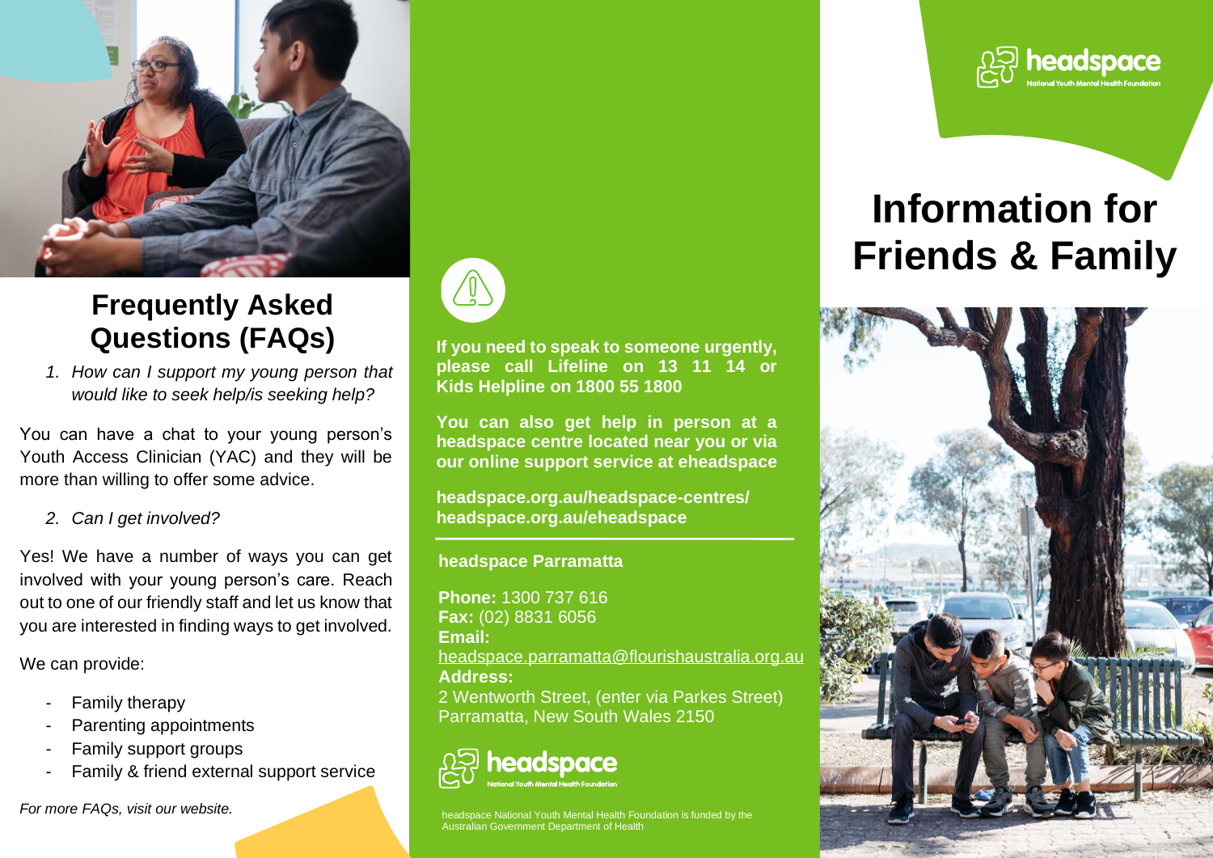# Information for Friends & Family

headspace
National Youth Mental Health Foundation

## Frequently Asked Questions (FAQs)

1. *How can I support my young person that would like to seek help/is seeking help?*

You can have a chat to your young person's Youth Access Clinician (YAC) and they will be more than willing to offer some advice.

2. *Can I get involved?*

Yes! We have a number of ways you can get involved with your young person's care. Reach out to one of our friendly staff and let us know that you are interested in finding ways to get involved.

We can provide:

- Family therapy
- Parenting appointments
- Family support groups
- Family & friend external support service

*For more FAQs, visit our website.*

**If you need to speak to someone urgently, please call Lifeline on 13 11 14 or Kids Helpline on 1800 55 1800**

**You can also get help in person at a headspace centre located near you or via our online support service at eheadspace**

**headspace.org.au/headspace-centres/**
**headspace.org.au/eheadspace**

**headspace Parramatta**

**Phone:** 1300 737 616
**Fax:** (02) 8831 6056
**Email:**
headspace.parramatta@flourishaustralia.org.au
**Address:**
2 Wentworth Street, (enter via Parkes Street)
Parramatta, New South Wales 2150

headspace
National Youth Mental Health Foundation

headspace National Youth Mental Health Foundation is funded by the Australian Government Department of Health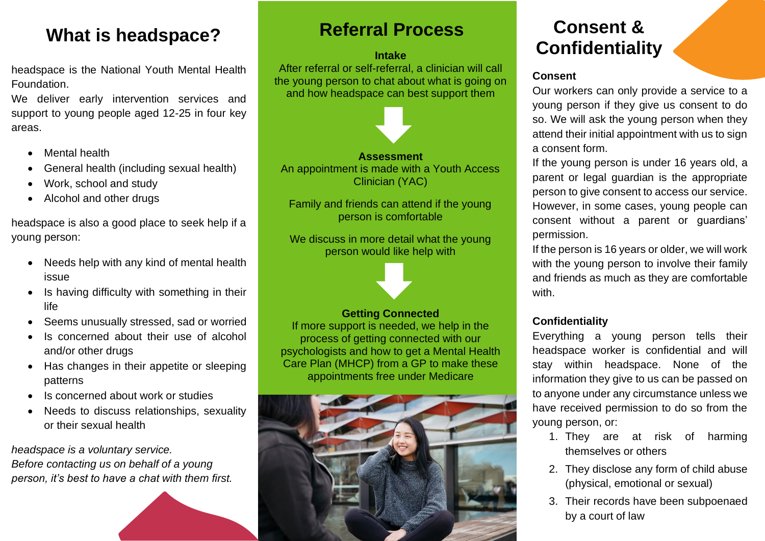# What is headspace?

headspace is the National Youth Mental Health Foundation.
We deliver early intervention services and support to young people aged 12-25 in four key areas.

- Mental health
- General health (including sexual health)
- Work, school and study
- Alcohol and other drugs

headspace is also a good place to seek help if a young person:

- Needs help with any kind of mental health issue
- Is having difficulty with something in their life
- Seems unusually stressed, sad or worried
- Is concerned about their use of alcohol and/or other drugs
- Has changes in their appetite or sleeping patterns
- Is concerned about work or studies
- Needs to discuss relationships, sexuality or their sexual health

*headspace is a voluntary service.*
*Before contacting us on behalf of a young person, it's best to have a chat with them first.*

# Referral Process

**Intake**
After referral or self-referral, a clinician will call the young person to chat about what is going on and how headspace can best support them

**Assessment**
An appointment is made with a Youth Access Clinician (YAC)

Family and friends can attend if the young person is comfortable

We discuss in more detail what the young person would like help with

**Getting Connected**
If more support is needed, we help in the process of getting connected with our psychologists and how to get a Mental Health Care Plan (MHCP) from a GP to make these appointments free under Medicare

# Consent & Confidentiality

**Consent**

Our workers can only provide a service to a young person if they give us consent to do so. We will ask the young person when they attend their initial appointment with us to sign a consent form.
If the young person is under 16 years old, a parent or legal guardian is the appropriate person to give consent to access our service. However, in some cases, young people can consent without a parent or guardians' permission.
If the person is 16 years or older, we will work with the young person to involve their family and friends as much as they are comfortable with.

**Confidentiality**

Everything a young person tells their headspace worker is confidential and will stay within headspace. None of the information they give to us can be passed on to anyone under any circumstance unless we have received permission to do so from the young person, or:

1. They are at risk of harming themselves or others
2. They disclose any form of child abuse (physical, emotional or sexual)
3. Their records have been subpoenaed by a court of law